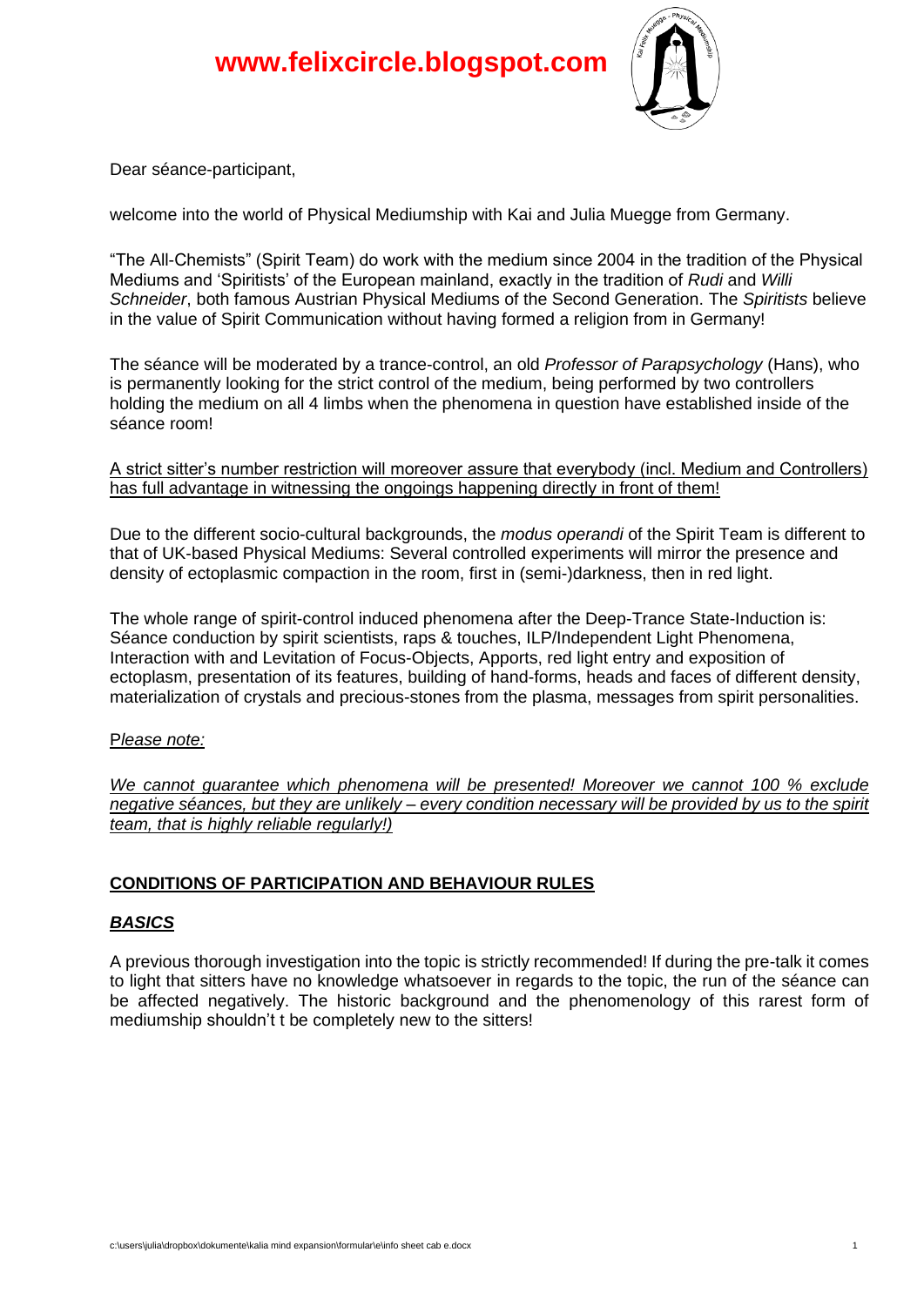# www.felixcircle.blogspot.com

Dear séance-participant,

welcome into the world of Physical Mediumship with Kai and Julia Muegge from Germany.

"The All-Chemists" (Spirit Team) do work with the medium since 2004 in the tradition of the Physical Mediums and 'Spiritists' of the European mainland, exactly in the tradition of *Rudi* and *Willi Schneider*, both famous Austrian Physical Mediums of the Second Generation. The *Spiritists* believe in the value of Spirit Communication without having formed a religion from in Germany!

The séance will be moderated by a trance-control, an old *Professor of Parapsychology* (Hans), who is permanently looking for the strict control of the medium, being performed by two controllers holding the medium on all 4 limbs when the phenomena in question have established inside of the séance room!

<u>A strict sitter's number restriction will moreover assure that everybody (incl. Medium and Controllers) has full advantage in witnessing the ongoings happening directly in front of them!</u>

Due to the different socio-cultural backgrounds, the *modus operandi* of the Spirit Team is different to that of UK-based Physical Mediums: Several controlled experiments will mirror the presence and density of ectoplasmic compaction in the room, first in (semi-)darkness, then in red light.

The whole range of spirit-control induced phenomena after the Deep-Trance State-Induction is: Séance conduction by spirit scientists, raps & touches, ILP/Independent Light Phenomena, Interaction with and Levitation of Focus-Objects, Apports, red light entry and exposition of ectoplasm, presentation of its features, building of hand-forms, heads and faces of different density, materialization of crystals and precious-stones from the plasma, messages from spirit personalities.

<u>P*lease note:*</u>

<u>*We cannot guarantee which phenomena will be presented! Moreover we cannot 100 % exclude negative séances, but they are unlikely – every condition necessary will be provided by us to the spirit team, that is highly reliable regularly!)*</u>

## CONDITIONS OF PARTICIPATION AND BEHAVIOUR RULES

### *BASICS*

A previous thorough investigation into the topic is strictly recommended! If during the pre-talk it comes to light that sitters have no knowledge whatsoever in regards to the topic, the run of the séance can be affected negatively. The historic background and the phenomenology of this rarest form of mediumship shouldn't t be completely new to the sitters!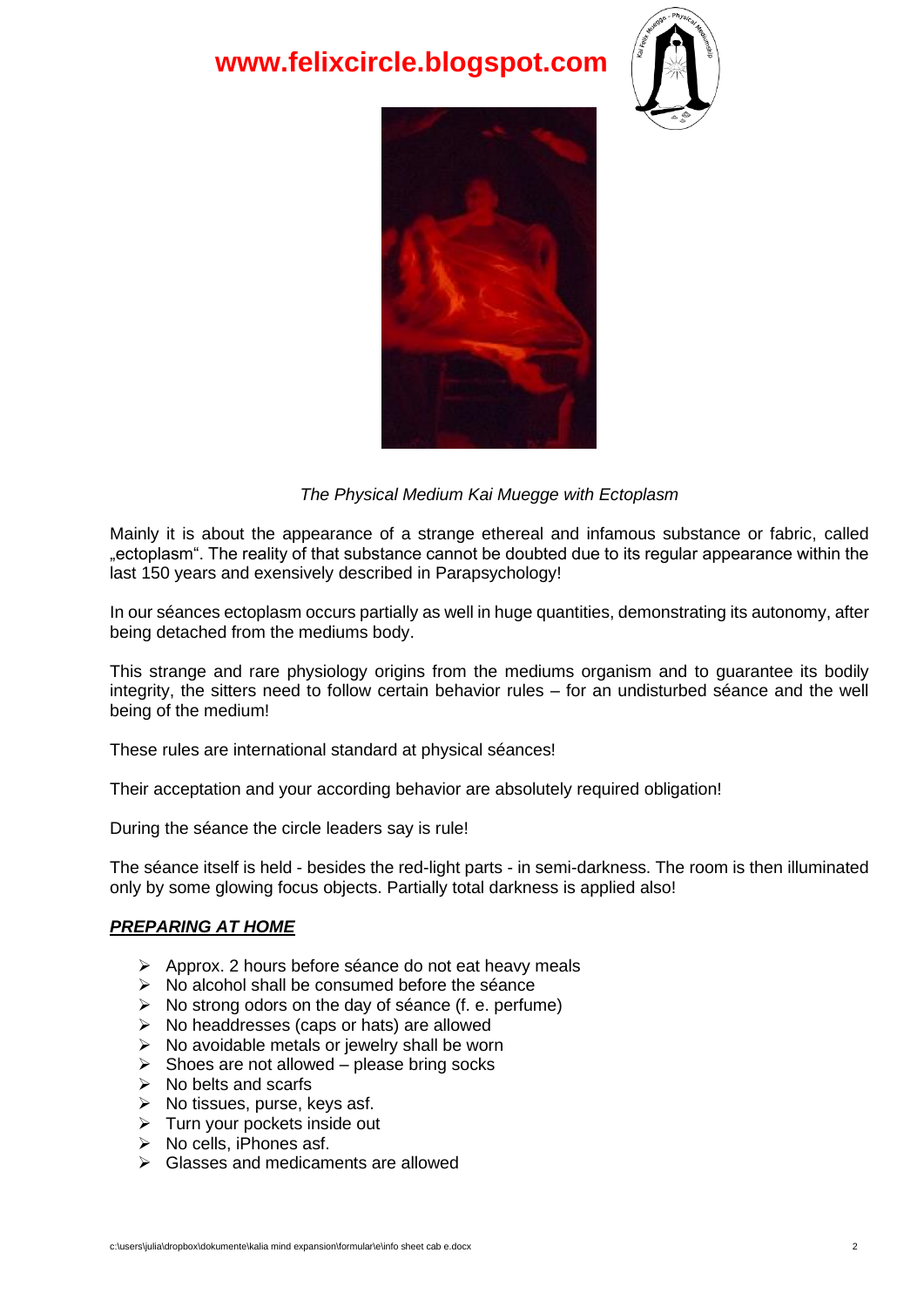**www.felixcircle.blogspot.com**

*The Physical Medium Kai Muegge with Ectoplasm*

Mainly it is about the appearance of a strange ethereal and infamous substance or fabric, called „ectoplasm“. The reality of that substance cannot be doubted due to its regular appearance within the last 150 years and exensively described in Parapsychology!

In our séances ectoplasm occurs partially as well in huge quantities, demonstrating its autonomy, after being detached from the mediums body.

This strange and rare physiology origins from the mediums organism and to guarantee its bodily integrity, the sitters need to follow certain behavior rules – for an undisturbed séance and the well being of the medium!

These rules are international standard at physical séances!

Their acceptation and your according behavior are absolutely required obligation!

During the séance the circle leaders say is rule!

The séance itself is held - besides the red-light parts - in semi-darkness. The room is then illuminated only by some glowing focus objects. Partially total darkness is applied also!

***PREPARING AT HOME***

- Approx. 2 hours before séance do not eat heavy meals
- No alcohol shall be consumed before the séance
- No strong odors on the day of séance (f. e. perfume)
- No headdresses (caps or hats) are allowed
- No avoidable metals or jewelry shall be worn
- Shoes are not allowed – please bring socks
- No belts and scarfs
- No tissues, purse, keys asf.
- Turn your pockets inside out
- No cells, iPhones asf.
- Glasses and medicaments are allowed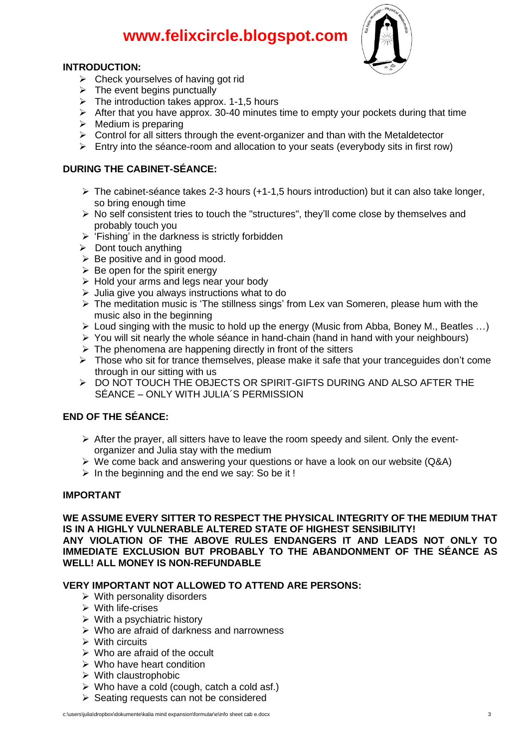# www.felixcircle.blogspot.com

**INTRODUCTION:**

- Check yourselves of having got rid
- The event begins punctually
- The introduction takes approx. 1-1,5 hours
- After that you have approx. 30-40 minutes time to empty your pockets during that time
- Medium is preparing
- Control for all sitters through the event-organizer and than with the Metaldetector
- Entry into the séance-room and allocation to your seats (everybody sits in first row)

**DURING THE CABINET-SÉANCE:**

- The cabinet-séance takes 2-3 hours (+1-1,5 hours introduction) but it can also take longer, so bring enough time
- No self consistent tries to touch the "structures", they'll come close by themselves and probably touch you
- 'Fishing' in the darkness is strictly forbidden
- Dont touch anything
- Be positive and in good mood.
- Be open for the spirit energy
- Hold your arms and legs near your body
- Julia give you always instructions what to do
- The meditation music is 'The stillness sings' from Lex van Someren, please hum with the music also in the beginning
- Loud singing with the music to hold up the energy (Music from Abba, Boney M., Beatles …)
- You will sit nearly the whole séance in hand-chain (hand in hand with your neighbours)
- The phenomena are happening directly in front of the sitters
- Those who sit for trance themselves, please make it safe that your tranceguides don't come through in our sitting with us
- DO NOT TOUCH THE OBJECTS OR SPIRIT-GIFTS DURING AND ALSO AFTER THE SÉANCE – ONLY WITH JULIA´S PERMISSION

**END OF THE SÉANCE:**

- After the prayer, all sitters have to leave the room speedy and silent. Only the event-organizer and Julia stay with the medium
- We come back and answering your questions or have a look on our website (Q&A)
- In the beginning and the end we say: So be it !

**IMPORTANT**

**WE ASSUME EVERY SITTER TO RESPECT THE PHYSICAL INTEGRITY OF THE MEDIUM THAT IS IN A HIGHLY VULNERABLE ALTERED STATE OF HIGHEST SENSIBILITY!**
**ANY VIOLATION OF THE ABOVE RULES ENDANGERS IT AND LEADS NOT ONLY TO IMMEDIATE EXCLUSION BUT PROBABLY TO THE ABANDONMENT OF THE SÉANCE AS WELL! ALL MONEY IS NON-REFUNDABLE**

**VERY IMPORTANT NOT ALLOWED TO ATTEND ARE PERSONS:**

- With personality disorders
- With life-crises
- With a psychiatric history
- Who are afraid of darkness and narrowness
- With circuits
- Who are afraid of the occult
- Who have heart condition
- With claustrophobic
- Who have a cold (cough, catch a cold asf.)
- Seating requests can not be considered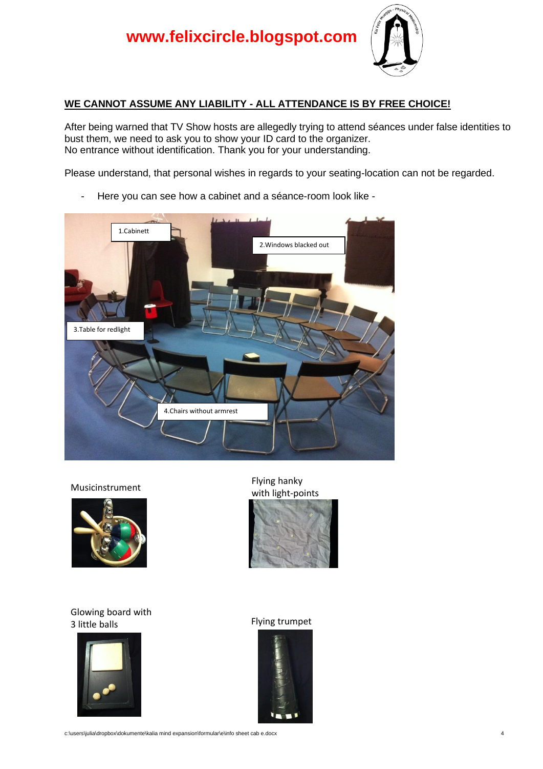**www.felixcircle.blogspot.com**

**WE CANNOT ASSUME ANY LIABILITY - ALL ATTENDANCE IS BY FREE CHOICE!**

After being warned that TV Show hosts are allegedly trying to attend séances under false identities to bust them, we need to ask you to show your ID card to the organizer.
No entrance without identification. Thank you for your understanding.

Please understand, that personal wishes in regards to your seating-location can not be regarded.

- Here you can see how a cabinet and a séance-room look like -

1.Cabinett

2.Windows blacked out

3.Table for redlight

4.Chairs without armrest

Musicinstrument

Flying hanky with light-points

Glowing board with 3 little balls

Flying trumpet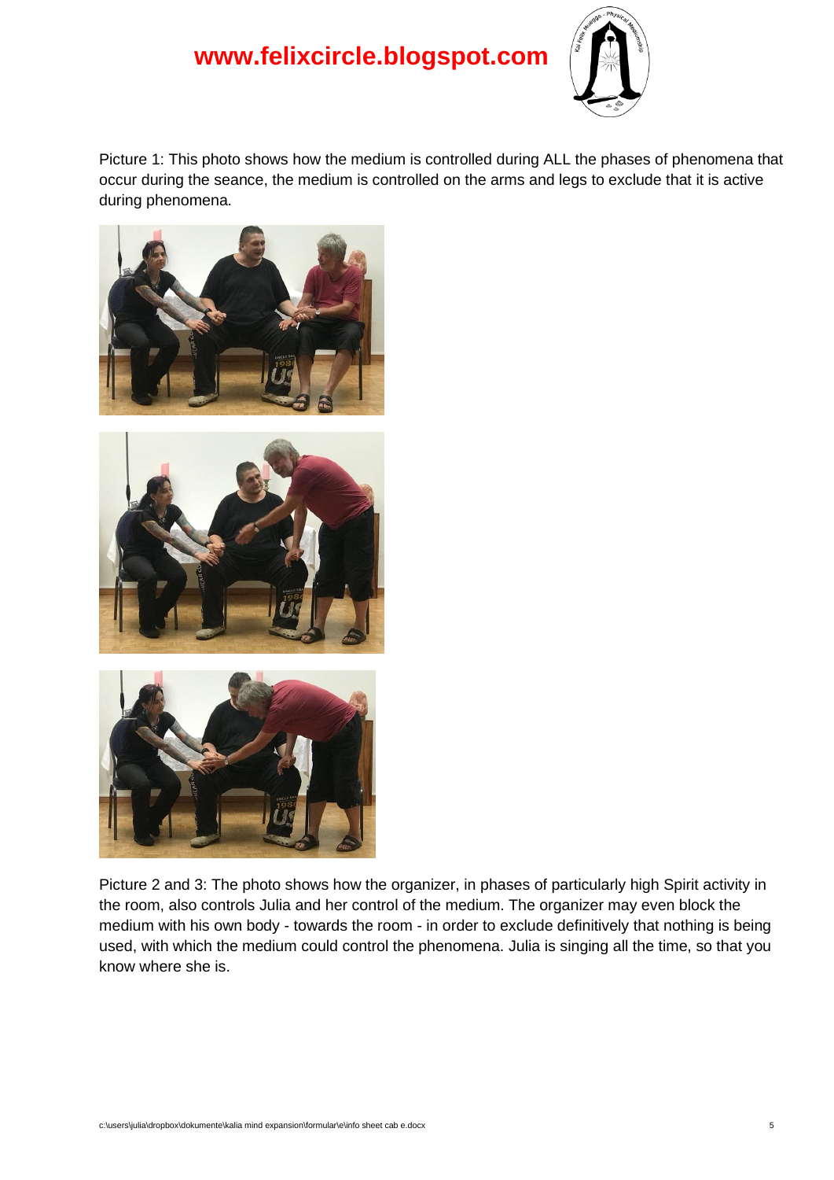Picture 1: This photo shows how the medium is controlled during ALL the phases of phenomena that occur during the seance, the medium is controlled on the arms and legs to exclude that it is active during phenomena.

Picture 2 and 3: The photo shows how the organizer, in phases of particularly high Spirit activity in the room, also controls Julia and her control of the medium. The organizer may even block the medium with his own body - towards the room - in order to exclude definitively that nothing is being used, with which the medium could control the phenomena. Julia is singing all the time, so that you know where she is.